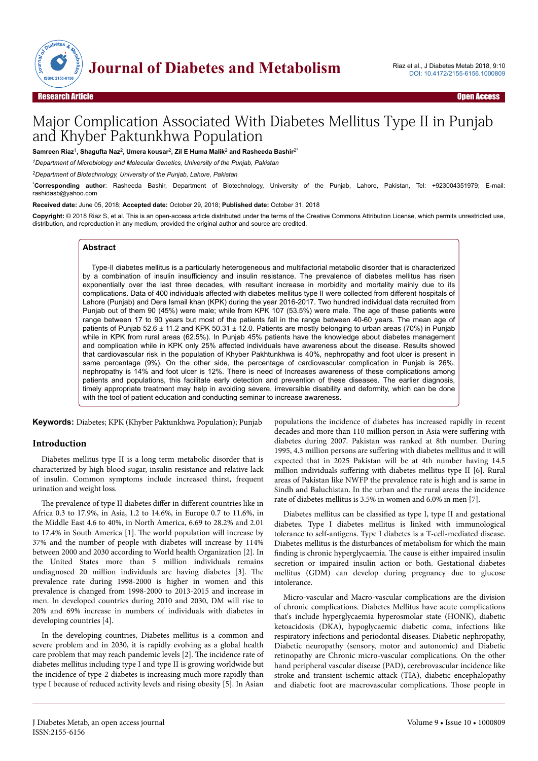# Major Complication Associated With Diabetes Mellitus Type II in Punjab and Khyber Paktunkhwa Population

**Samreen Riaz**[1], **Shagufta Naz**[2], **Umera kousar**[2], **Zil E Huma Malik**[2] **and Rasheeda Bashir**[2*]

[1]*Department of Microbiology and Molecular Genetics, University of the Punjab, Pakistan*

[2]*Department of Biotechnology, University of the Punjab, Lahore, Pakistan*

[*]**Corresponding author**: Rasheeda Bashir, Department of Biotechnology, University of the Punjab, Lahore, Pakistan, Tel: +923004351979; E-mail: rashidasb@yahoo.com

**Received date:** June 05, 2018; **Accepted date:** October 29, 2018; **Published date:** October 31, 2018

**Copyright:** © 2018 Riaz S, et al. This is an open-access article distributed under the terms of the Creative Commons Attribution License, which permits unrestricted use, distribution, and reproduction in any medium, provided the original author and source are credited.

## Abstract

Type-II diabetes mellitus is a particularly heterogeneous and multifactorial metabolic disorder that is characterized by a combination of insulin insufficiency and insulin resistance. The prevalence of diabetes mellitus has risen exponentially over the last three decades, with resultant increase in morbidity and mortality mainly due to its complications. Data of 400 individuals affected with diabetes mellitus type II were collected from different hospitals of Lahore (Punjab) and Dera Ismail khan (KPK) during the year 2016-2017. Two hundred individual data recruited from Punjab out of them 90 (45%) were male; while from KPK 107 (53.5%) were male. The age of these patients were range between 17 to 90 years but most of the patients fall in the range between 40-60 years. The mean age of patients of Punjab 52.6 ± 11.2 and KPK 50.31 ± 12.0. Patients are mostly belonging to urban areas (70%) in Punjab while in KPK from rural areas (62.5%). In Punjab 45% patients have the knowledge about diabetes management and complication while in KPK only 25% affected individuals have awareness about the disease. Results showed that cardiovascular risk in the population of Khyber Pakhtunkhwa is 40%, nephropathy and foot ulcer is present in same percentage (9%). On the other side, the percentage of cardiovascular complication in Punjab is 26%, nephropathy is 14% and foot ulcer is 12%. There is need of Increases awareness of these complications among patients and populations, this facilitate early detection and prevention of these diseases. The earlier diagnosis, timely appropriate treatment may help in avoiding severe, irreversible disability and deformity, which can be done with the tool of patient education and conducting seminar to increase awareness.

**Keywords:** Diabetes; KPK (Khyber Paktunkhwa Population); Punjab

## Introduction

Diabetes mellitus type II is a long term metabolic disorder that is characterized by high blood sugar, insulin resistance and relative lack of insulin. Common symptoms include increased thirst, frequent urination and weight loss.

The prevalence of type II diabetes differ in different countries like in Africa 0.3 to 17.9%, in Asia, 1.2 to 14.6%, in Europe 0.7 to 11.6%, in the Middle East 4.6 to 40%, in North America, 6.69 to 28.2% and 2.01 to 17.4% in South America [1]. The world population will increase by 37% and the number of people with diabetes will increase by 114% between 2000 and 2030 according to World health Organization [2]. In the United States more than 5 million individuals remains undiagnosed 20 million individuals are having diabetes [3]. The prevalence rate during 1998-2000 is higher in women and this prevalence is changed from 1998-2000 to 2013-2015 and increase in men. In developed countries during 2010 and 2030, DM will rise to 20% and 69% increase in numbers of individuals with diabetes in developing countries [4].

In the developing countries, Diabetes mellitus is a common and severe problem and in 2030, it is rapidly evolving as a global health care problem that may reach pandemic levels [2]. The incidence rate of diabetes mellitus including type I and type II is growing worldwide but the incidence of type-2 diabetes is increasing much more rapidly than type I because of reduced activity levels and rising obesity [5]. In Asian populations the incidence of diabetes has increased rapidly in recent decades and more than 110 million person in Asia were suffering with diabetes during 2007. Pakistan was ranked at 8th number. During 1995, 4.3 million persons are suffering with diabetes mellitus and it will expected that in 2025 Pakistan will be at 4th number having 14.5 million individuals suffering with diabetes mellitus type II [6]. Rural areas of Pakistan like NWFP the prevalence rate is high and is same in Sindh and Baluchistan. In the urban and the rural areas the incidence rate of diabetes mellitus is 3.5% in women and 6.0% in men [7].

Diabetes mellitus can be classified as type I, type II and gestational diabetes. Type I diabetes mellitus is linked with immunological tolerance to self-antigens. Type I diabetes is a T-cell-mediated disease. Diabetes mellitus is the disturbances of metabolism for which the main finding is chronic hyperglycaemia. The cause is either impaired insulin secretion or impaired insulin action or both. Gestational diabetes mellitus (GDM) can develop during pregnancy due to glucose intolerance.

Micro-vascular and Macro-vascular complications are the division of chronic complications. Diabetes Mellitus have acute complications that's include hyperglycaemia hyperosmolar state (HONK), diabetic ketoacidosis (DKA), hypoglycaemic diabetic coma, infections like respiratory infections and periodontal diseases. Diabetic nephropathy, Diabetic neuropathy (sensory, motor and autonomic) and Diabetic retinopathy are Chronic micro-vascular complications. On the other hand peripheral vascular disease (PAD), cerebrovascular incidence like stroke and transient ischemic attack (TIA), diabetic encephalopathy and diabetic foot are macrovascular complications. Those people in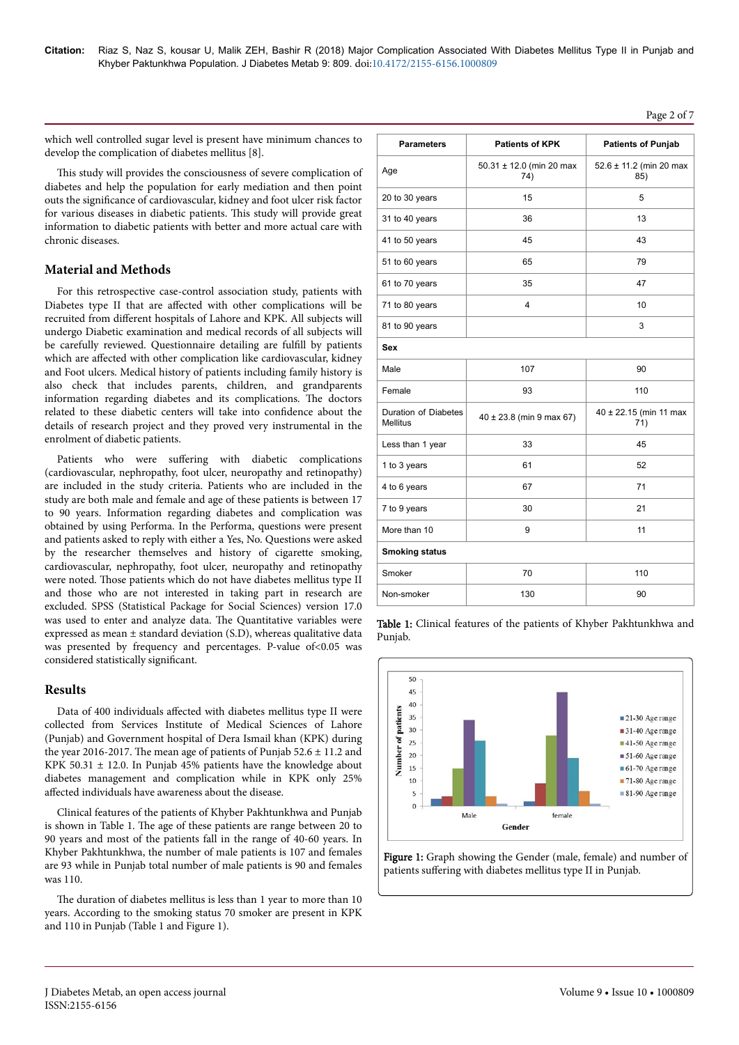which well controlled sugar level is present have minimum chances to develop the complication of diabetes mellitus [8].

This study will provides the consciousness of severe complication of diabetes and help the population for early mediation and then point outs the significance of cardiovascular, kidney and foot ulcer risk factor for various diseases in diabetic patients. This study will provide great information to diabetic patients with better and more actual care with chronic diseases.

## Material and Methods

For this retrospective case-control association study, patients with Diabetes type II that are affected with other complications will be recruited from different hospitals of Lahore and KPK. All subjects will undergo Diabetic examination and medical records of all subjects will be carefully reviewed. Questionnaire detailing are fulfill by patients which are affected with other complication like cardiovascular, kidney and Foot ulcers. Medical history of patients including family history is also check that includes parents, children, and grandparents information regarding diabetes and its complications. The doctors related to these diabetic centers will take into confidence about the details of research project and they proved very instrumental in the enrolment of diabetic patients.

Patients who were suffering with diabetic complications (cardiovascular, nephropathy, foot ulcer, neuropathy and retinopathy) are included in the study criteria. Patients who are included in the study are both male and female and age of these patients is between 17 to 90 years. Information regarding diabetes and complication was obtained by using Performa. In the Performa, questions were present and patients asked to reply with either a Yes, No. Questions were asked by the researcher themselves and history of cigarette smoking, cardiovascular, nephropathy, foot ulcer, neuropathy and retinopathy were noted. Those patients which do not have diabetes mellitus type II and those who are not interested in taking part in research are excluded. SPSS (Statistical Package for Social Sciences) version 17.0 was used to enter and analyze data. The Quantitative variables were expressed as mean ± standard deviation (S.D), whereas qualitative data was presented by frequency and percentages. P-value of<0.05 was considered statistically significant.

## Results

Data of 400 individuals affected with diabetes mellitus type II were collected from Services Institute of Medical Sciences of Lahore (Punjab) and Government hospital of Dera Ismail khan (KPK) during the year 2016-2017. The mean age of patients of Punjab 52.6 ± 11.2 and KPK 50.31 ± 12.0. In Punjab 45% patients have the knowledge about diabetes management and complication while in KPK only 25% affected individuals have awareness about the disease.

Clinical features of the patients of Khyber Pakhtunkhwa and Punjab is shown in Table 1. The age of these patients are range between 20 to 90 years and most of the patients fall in the range of 40-60 years. In Khyber Pakhtunkhwa, the number of male patients is 107 and females are 93 while in Punjab total number of male patients is 90 and females was 110.

The duration of diabetes mellitus is less than 1 year to more than 10 years. According to the smoking status 70 smoker are present in KPK and 110 in Punjab (Table 1 and Figure 1).

| Parameters | Patients of KPK | Patients of Punjab |
|---|---|---|
| Age | 50.31 ± 12.0 (min 20 max 74) | 52.6 ± 11.2 (min 20 max 85) |
| 20 to 30 years | 15 | 5 |
| 31 to 40 years | 36 | 13 |
| 41 to 50 years | 45 | 43 |
| 51 to 60 years | 65 | 79 |
| 61 to 70 years | 35 | 47 |
| 71 to 80 years | 4 | 10 |
| 81 to 90 years | | 3 |
| **Sex** | | |
| Male | 107 | 90 |
| Female | 93 | 110 |
| Duration of Diabetes Mellitus | 40 ± 23.8 (min 9 max 67) | 40 ± 22.15 (min 11 max 71) |
| Less than 1 year | 33 | 45 |
| 1 to 3 years | 61 | 52 |
| 4 to 6 years | 67 | 71 |
| 7 to 9 years | 30 | 21 |
| More than 10 | 9 | 11 |
| **Smoking status** | | |
| Smoker | 70 | 110 |
| Non-smoker | 130 | 90 |

Table 1: Clinical features of the patients of Khyber Pakhtunkhwa and Punjab.

Figure 1: Graph showing the Gender (male, female) and number of patients suffering with diabetes mellitus type II in Punjab.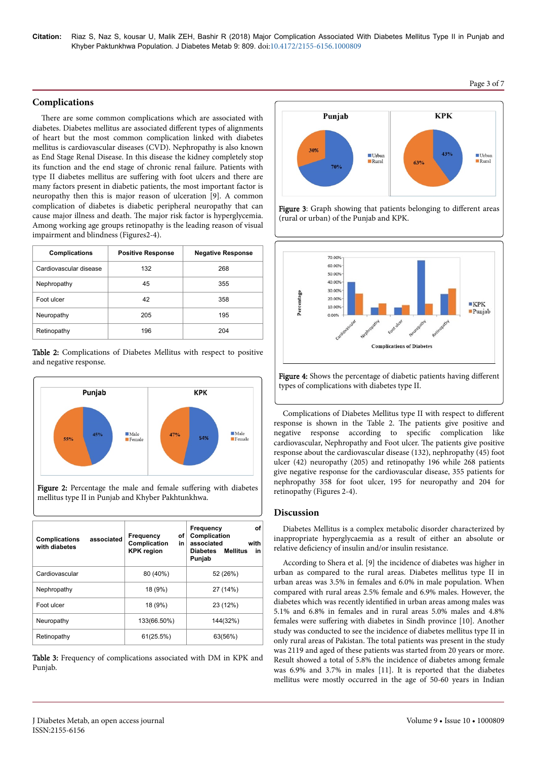## Complications

There are some common complications which are associated with diabetes. Diabetes mellitus are associated different types of alignments of heart but the most common complication linked with diabetes mellitus is cardiovascular diseases (CVD). Nephropathy is also known as End Stage Renal Disease. In this disease the kidney completely stop its function and the end stage of chronic renal failure. Patients with type II diabetes mellitus are suffering with foot ulcers and there are many factors present in diabetic patients, the most important factor is neuropathy then this is major reason of ulceration [9]. A common complication of diabetes is diabetic peripheral neuropathy that can cause major illness and death. The major risk factor is hyperglycemia. Among working age groups retinopathy is the leading reason of visual impairment and blindness (Figures2-4).

| Complications | Positive Response | Negative Response |
|---|---|---|
| Cardiovascular disease | 132 | 268 |
| Nephropathy | 45 | 355 |
| Foot ulcer | 42 | 358 |
| Neuropathy | 205 | 195 |
| Retinopathy | 196 | 204 |

**Table 2:** Complications of Diabetes Mellitus with respect to positive and negative response.

**Figure 2:** Percentage the male and female suffering with diabetes mellitus type II in Punjab and Khyber Pakhtunkhwa.

| Complications associated with diabetes | Frequency of Complication in KPK region | Frequency of Complication associated with Diabetes Mellitus in Punjab |
|---|---|---|
| Cardiovascular | 80 (40%) | 52 (26%) |
| Nephropathy | 18 (9%) | 27 (14%) |
| Foot ulcer | 18 (9%) | 23 (12%) |
| Neuropathy | 133(66.50%) | 144(32%) |
| Retinopathy | 61(25.5%) | 63(56%) |

**Table 3:** Frequency of complications associated with DM in KPK and Punjab.

**Figure 3**: Graph showing that patients belonging to different areas (rural or urban) of the Punjab and KPK.

**Figure 4:** Shows the percentage of diabetic patients having different types of complications with diabetes type II.

Complications of Diabetes Mellitus type II with respect to different response is shown in the Table 2. The patients give positive and negative response according to specific complication like cardiovascular, Nephropathy and Foot ulcer. The patients give positive response about the cardiovascular disease (132), nephropathy (45) foot ulcer (42) neuropathy (205) and retinopathy 196 while 268 patients give negative response for the cardiovascular disease, 355 patients for nephropathy 358 for foot ulcer, 195 for neuropathy and 204 for retinopathy (Figures 2-4).

## Discussion

Diabetes Mellitus is a complex metabolic disorder characterized by inappropriate hyperglycaemia as a result of either an absolute or relative deficiency of insulin and/or insulin resistance.

According to Shera et al. [9] the incidence of diabetes was higher in urban as compared to the rural areas. Diabetes mellitus type II in urban areas was 3.5% in females and 6.0% in male population. When compared with rural areas 2.5% female and 6.9% males. However, the diabetes which was recently identified in urban areas among males was 5.1% and 6.8% in females and in rural areas 5.0% males and 4.8% females were suffering with diabetes in Sindh province [10]. Another study was conducted to see the incidence of diabetes mellitus type II in only rural areas of Pakistan. The total patients was present in the study was 2119 and aged of these patients was started from 20 years or more. Result showed a total of 5.8% the incidence of diabetes among female was 6.9% and 3.7% in males [11]. It is reported that the diabetes mellitus were mostly occurred in the age of 50-60 years in Indian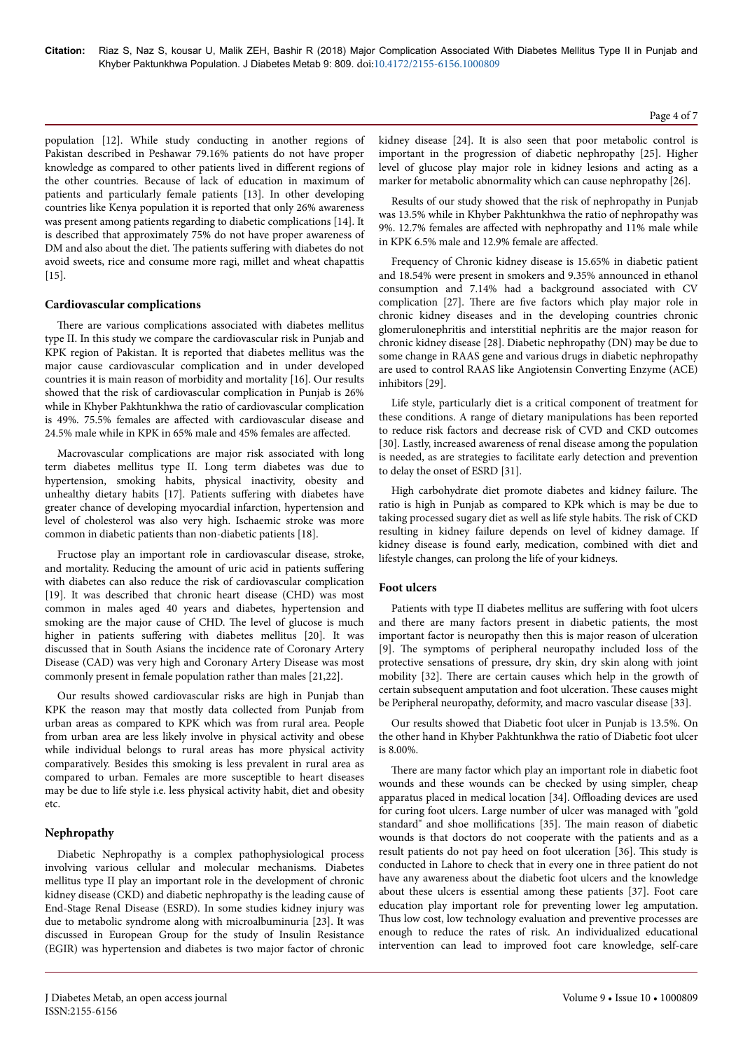population [12]. While study conducting in another regions of Pakistan described in Peshawar 79.16% patients do not have proper knowledge as compared to other patients lived in different regions of the other countries. Because of lack of education in maximum of patients and particularly female patients [13]. In other developing countries like Kenya population it is reported that only 26% awareness was present among patients regarding to diabetic complications [14]. It is described that approximately 75% do not have proper awareness of DM and also about the diet. The patients suffering with diabetes do not avoid sweets, rice and consume more ragi, millet and wheat chapattis [15].

## Cardiovascular complications

There are various complications associated with diabetes mellitus type II. In this study we compare the cardiovascular risk in Punjab and KPK region of Pakistan. It is reported that diabetes mellitus was the major cause cardiovascular complication and in under developed countries it is main reason of morbidity and mortality [16]. Our results showed that the risk of cardiovascular complication in Punjab is 26% while in Khyber Pakhtunkhwa the ratio of cardiovascular complication is 49%. 75.5% females are affected with cardiovascular disease and 24.5% male while in KPK in 65% male and 45% females are affected.

Macrovascular complications are major risk associated with long term diabetes mellitus type II. Long term diabetes was due to hypertension, smoking habits, physical inactivity, obesity and unhealthy dietary habits [17]. Patients suffering with diabetes have greater chance of developing myocardial infarction, hypertension and level of cholesterol was also very high. Ischaemic stroke was more common in diabetic patients than non-diabetic patients [18].

Fructose play an important role in cardiovascular disease, stroke, and mortality. Reducing the amount of uric acid in patients suffering with diabetes can also reduce the risk of cardiovascular complication [19]. It was described that chronic heart disease (CHD) was most common in males aged 40 years and diabetes, hypertension and smoking are the major cause of CHD. The level of glucose is much higher in patients suffering with diabetes mellitus [20]. It was discussed that in South Asians the incidence rate of Coronary Artery Disease (CAD) was very high and Coronary Artery Disease was most commonly present in female population rather than males [21,22].

Our results showed cardiovascular risks are high in Punjab than KPK the reason may that mostly data collected from Punjab from urban areas as compared to KPK which was from rural area. People from urban area are less likely involve in physical activity and obese while individual belongs to rural areas has more physical activity comparatively. Besides this smoking is less prevalent in rural area as compared to urban. Females are more susceptible to heart diseases may be due to life style i.e. less physical activity habit, diet and obesity etc.

## Nephropathy

Diabetic Nephropathy is a complex pathophysiological process involving various cellular and molecular mechanisms. Diabetes mellitus type II play an important role in the development of chronic kidney disease (CKD) and diabetic nephropathy is the leading cause of End-Stage Renal Disease (ESRD). In some studies kidney injury was due to metabolic syndrome along with microalbuminuria [23]. It was discussed in European Group for the study of Insulin Resistance (EGIR) was hypertension and diabetes is two major factor of chronic kidney disease [24]. It is also seen that poor metabolic control is important in the progression of diabetic nephropathy [25]. Higher level of glucose play major role in kidney lesions and acting as a marker for metabolic abnormality which can cause nephropathy [26].

Results of our study showed that the risk of nephropathy in Punjab was 13.5% while in Khyber Pakhtunkhwa the ratio of nephropathy was 9%. 12.7% females are affected with nephropathy and 11% male while in KPK 6.5% male and 12.9% female are affected.

Frequency of Chronic kidney disease is 15.65% in diabetic patient and 18.54% were present in smokers and 9.35% announced in ethanol consumption and 7.14% had a background associated with CV complication [27]. There are five factors which play major role in chronic kidney diseases and in the developing countries chronic glomerulonephritis and interstitial nephritis are the major reason for chronic kidney disease [28]. Diabetic nephropathy (DN) may be due to some change in RAAS gene and various drugs in diabetic nephropathy are used to control RAAS like Angiotensin Converting Enzyme (ACE) inhibitors [29].

Life style, particularly diet is a critical component of treatment for these conditions. A range of dietary manipulations has been reported to reduce risk factors and decrease risk of CVD and CKD outcomes [30]. Lastly, increased awareness of renal disease among the population is needed, as are strategies to facilitate early detection and prevention to delay the onset of ESRD [31].

High carbohydrate diet promote diabetes and kidney failure. The ratio is high in Punjab as compared to KPk which is may be due to taking processed sugary diet as well as life style habits. The risk of CKD resulting in kidney failure depends on level of kidney damage. If kidney disease is found early, medication, combined with diet and lifestyle changes, can prolong the life of your kidneys.

## Foot ulcers

Patients with type II diabetes mellitus are suffering with foot ulcers and there are many factors present in diabetic patients, the most important factor is neuropathy then this is major reason of ulceration [9]. The symptoms of peripheral neuropathy included loss of the protective sensations of pressure, dry skin, dry skin along with joint mobility [32]. There are certain causes which help in the growth of certain subsequent amputation and foot ulceration. These causes might be Peripheral neuropathy, deformity, and macro vascular disease [33].

Our results showed that Diabetic foot ulcer in Punjab is 13.5%. On the other hand in Khyber Pakhtunkhwa the ratio of Diabetic foot ulcer is 8.00%.

There are many factor which play an important role in diabetic foot wounds and these wounds can be checked by using simpler, cheap apparatus placed in medical location [34]. Offloading devices are used for curing foot ulcers. Large number of ulcer was managed with "gold standard" and shoe mollifications [35]. The main reason of diabetic wounds is that doctors do not cooperate with the patients and as a result patients do not pay heed on foot ulceration [36]. This study is conducted in Lahore to check that in every one in three patient do not have any awareness about the diabetic foot ulcers and the knowledge about these ulcers is essential among these patients [37]. Foot care education play important role for preventing lower leg amputation. Thus low cost, low technology evaluation and preventive processes are enough to reduce the rates of risk. An individualized educational intervention can lead to improved foot care knowledge, self-care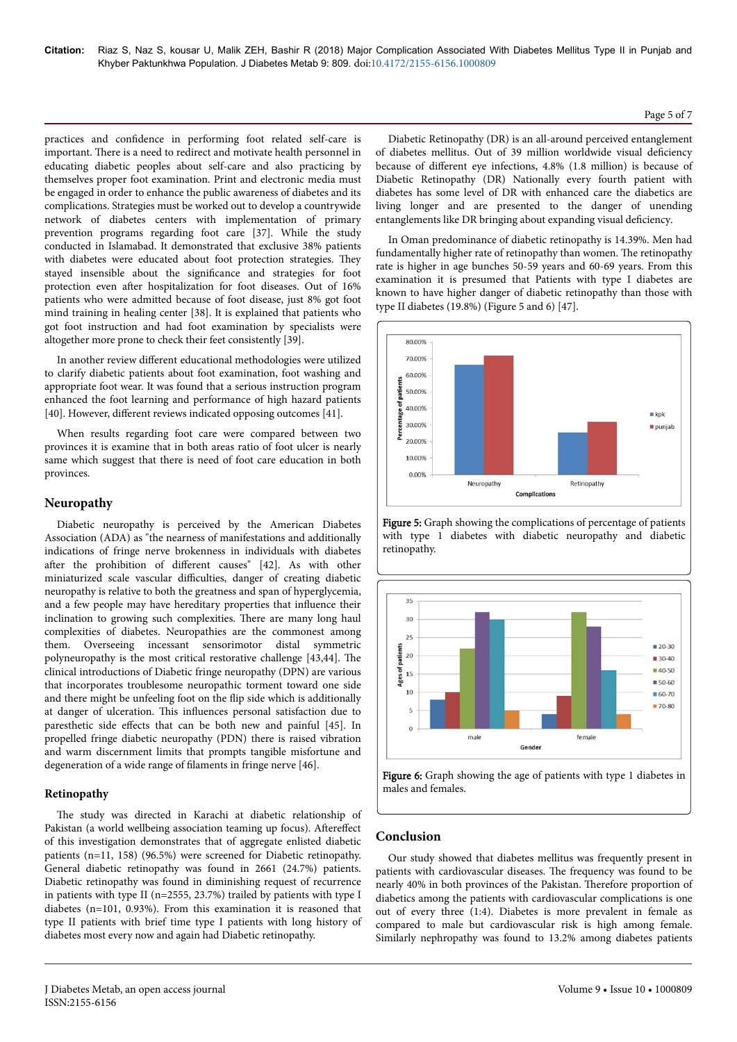practices and confidence in performing foot related self-care is important. There is a need to redirect and motivate health personnel in educating diabetic peoples about self-care and also practicing by themselves proper foot examination. Print and electronic media must be engaged in order to enhance the public awareness of diabetes and its complications. Strategies must be worked out to develop a countrywide network of diabetes centers with implementation of primary prevention programs regarding foot care [37]. While the study conducted in Islamabad. It demonstrated that exclusive 38% patients with diabetes were educated about foot protection strategies. They stayed insensible about the significance and strategies for foot protection even after hospitalization for foot diseases. Out of 16% patients who were admitted because of foot disease, just 8% got foot mind training in healing center [38]. It is explained that patients who got foot instruction and had foot examination by specialists were altogether more prone to check their feet consistently [39].

In another review different educational methodologies were utilized to clarify diabetic patients about foot examination, foot washing and appropriate foot wear. It was found that a serious instruction program enhanced the foot learning and performance of high hazard patients [40]. However, different reviews indicated opposing outcomes [41].

When results regarding foot care were compared between two provinces it is examine that in both areas ratio of foot ulcer is nearly same which suggest that there is need of foot care education in both provinces.

## Neuropathy

Diabetic neuropathy is perceived by the American Diabetes Association (ADA) as "the nearness of manifestations and additionally indications of fringe nerve brokenness in individuals with diabetes after the prohibition of different causes" [42]. As with other miniaturized scale vascular difficulties, danger of creating diabetic neuropathy is relative to both the greatness and span of hyperglycemia, and a few people may have hereditary properties that influence their inclination to growing such complexities. There are many long haul complexities of diabetes. Neuropathies are the commonest among them. Overseeing incessant sensorimotor distal symmetric polyneuropathy is the most critical restorative challenge [43,44]. The clinical introductions of Diabetic fringe neuropathy (DPN) are various that incorporates troublesome neuropathic torment toward one side and there might be unfeeling foot on the flip side which is additionally at danger of ulceration. This influences personal satisfaction due to paresthetic side effects that can be both new and painful [45]. In propelled fringe diabetic neuropathy (PDN) there is raised vibration and warm discernment limits that prompts tangible misfortune and degeneration of a wide range of filaments in fringe nerve [46].

## Retinopathy

The study was directed in Karachi at diabetic relationship of Pakistan (a world wellbeing association teaming up focus). Aftereffect of this investigation demonstrates that of aggregate enlisted diabetic patients (n=11, 158) (96.5%) were screened for Diabetic retinopathy. General diabetic retinopathy was found in 2661 (24.7%) patients. Diabetic retinopathy was found in diminishing request of recurrence in patients with type II (n=2555, 23.7%) trailed by patients with type I diabetes (n=101, 0.93%). From this examination it is reasoned that type II patients with brief time type I patients with long history of diabetes most every now and again had Diabetic retinopathy.

Diabetic Retinopathy (DR) is an all-around perceived entanglement of diabetes mellitus. Out of 39 million worldwide visual deficiency because of different eye infections, 4.8% (1.8 million) is because of Diabetic Retinopathy (DR) Nationally every fourth patient with diabetes has some level of DR with enhanced care the diabetics are living longer and are presented to the danger of unending entanglements like DR bringing about expanding visual deficiency.

In Oman predominance of diabetic retinopathy is 14.39%. Men had fundamentally higher rate of retinopathy than women. The retinopathy rate is higher in age bunches 50-59 years and 60-69 years. From this examination it is presumed that Patients with type I diabetes are known to have higher danger of diabetic retinopathy than those with type II diabetes (19.8%) (Figure 5 and 6) [47].

**Figure 5:** Graph showing the complications of percentage of patients with type 1 diabetes with diabetic neuropathy and diabetic retinopathy.

**Figure 6:** Graph showing the age of patients with type 1 diabetes in males and females.

## Conclusion

Our study showed that diabetes mellitus was frequently present in patients with cardiovascular diseases. The frequency was found to be nearly 40% in both provinces of the Pakistan. Therefore proportion of diabetics among the patients with cardiovascular complications is one out of every three (1:4). Diabetes is more prevalent in female as compared to male but cardiovascular risk is high among female. Similarly nephropathy was found to 13.2% among diabetes patients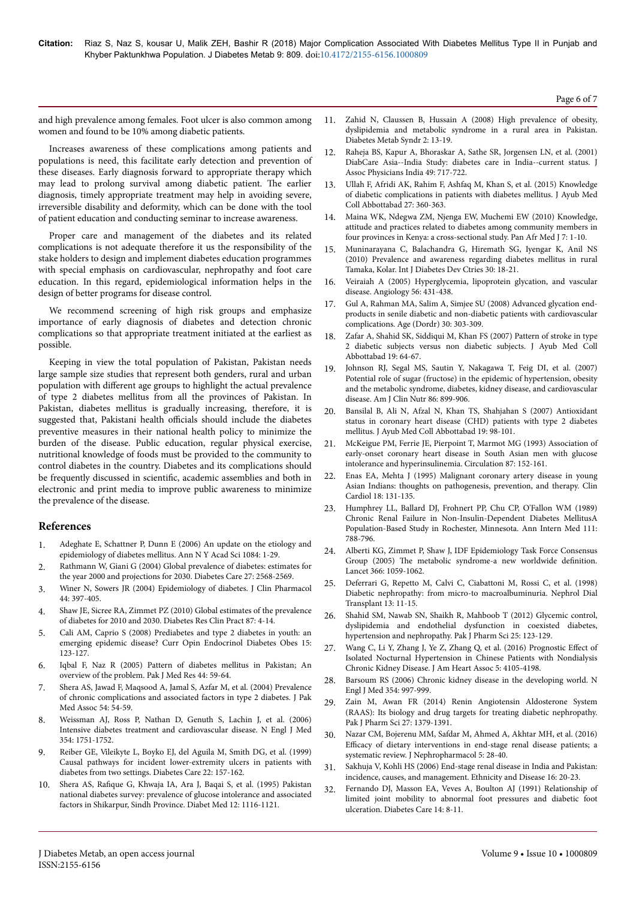and high prevalence among females. Foot ulcer is also common among women and found to be 10% among diabetic patients.

Increases awareness of these complications among patients and populations is need, this facilitate early detection and prevention of these diseases. Early diagnosis forward to appropriate therapy which may lead to prolong survival among diabetic patient. The earlier diagnosis, timely appropriate treatment may help in avoiding severe, irreversible disability and deformity, which can be done with the tool of patient education and conducting seminar to increase awareness.

Proper care and management of the diabetes and its related complications is not adequate therefore it us the responsibility of the stake holders to design and implement diabetes education programmes with special emphasis on cardiovascular, nephropathy and foot care education. In this regard, epidemiological information helps in the design of better programs for disease control.

We recommend screening of high risk groups and emphasize importance of early diagnosis of diabetes and detection chronic complications so that appropriate treatment initiated at the earliest as possible.

Keeping in view the total population of Pakistan, Pakistan needs large sample size studies that represent both genders, rural and urban population with different age groups to highlight the actual prevalence of type 2 diabetes mellitus from all the provinces of Pakistan. In Pakistan, diabetes mellitus is gradually increasing, therefore, it is suggested that, Pakistani health officials should include the diabetes preventive measures in their national health policy to minimize the burden of the disease. Public education, regular physical exercise, nutritional knowledge of foods must be provided to the community to control diabetes in the country. Diabetes and its complications should be frequently discussed in scientific, academic assemblies and both in electronic and print media to improve public awareness to minimize the prevalence of the disease.

## References

1. Adeghate E, Schattner P, Dunn E (2006) An update on the etiology and epidemiology of diabetes mellitus. Ann N Y Acad Sci 1084: 1-29.
2. Rathmann W, Giani G (2004) Global prevalence of diabetes: estimates for the year 2000 and projections for 2030. Diabetes Care 27: 2568-2569.
3. Winer N, Sowers JR (2004) Epidemiology of diabetes. J Clin Pharmacol 44: 397-405.
4. Shaw JE, Sicree RA, Zimmet PZ (2010) Global estimates of the prevalence of diabetes for 2010 and 2030. Diabetes Res Clin Pract 87: 4-14.
5. Cali AM, Caprio S (2008) Prediabetes and type 2 diabetes in youth: an emerging epidemic disease? Curr Opin Endocrinol Diabetes Obes 15: 123-127.
6. Iqbal F, Naz R (2005) Pattern of diabetes mellitus in Pakistan; An overview of the problem. Pak J Med Res 44: 59-64.
7. Shera AS, Jawad F, Maqsood A, Jamal S, Azfar M, et al. (2004) Prevalence of chronic complications and associated factors in type 2 diabetes. J Pak Med Assoc 54: 54-59.
8. Weissman AJ, Ross P, Nathan D, Genuth S, Lachin J, et al. (2006) Intensive diabetes treatment and cardiovascular disease. N Engl J Med 354: 1751-1752.
9. Reiber GE, Vileikyte L, Boyko EJ, del Aguila M, Smith DG, et al. (1999) Causal pathways for incident lower-extremity ulcers in patients with diabetes from two settings. Diabetes Care 22: 157-162.
10. Shera AS, Rafique G, Khwaja IA, Ara J, Baqai S, et al. (1995) Pakistan national diabetes survey: prevalence of glucose intolerance and associated factors in Shikarpur, Sindh Province. Diabet Med 12: 1116-1121.
11. Zahid N, Claussen B, Hussain A (2008) High prevalence of obesity, dyslipidemia and metabolic syndrome in a rural area in Pakistan. Diabetes Metab Syndr 2: 13-19.
12. Raheja BS, Kapur A, Bhoraskar A, Sathe SR, Jorgensen LN, et al. (2001) DiabCare Asia--India Study: diabetes care in India--current status. J Assoc Physicians India 49: 717-722.
13. Ullah F, Afridi AK, Rahim F, Ashfaq M, Khan S, et al. (2015) Knowledge of diabetic complications in patients with diabetes mellitus. J Ayub Med Coll Abbottabad 27: 360-363.
14. Maina WK, Ndegwa ZM, Njenga EW, Muchemi EW (2010) Knowledge, attitude and practices related to diabetes among community members in four provinces in Kenya: a cross-sectional study. Pan Afr Med J 7: 1-10.
15. Muninarayana C, Balachandra G, Hiremath SG, Iyengar K, Anil NS (2010) Prevalence and awareness regarding diabetes mellitus in rural Tamaka, Kolar. Int J Diabetes Dev Ctries 30: 18-21.
16. Veiraiah A (2005) Hyperglycemia, lipoprotein glycation, and vascular disease. Angiology 56: 431-438.
17. Gul A, Rahman MA, Salim A, Simjee SU (2008) Advanced glycation end-products in senile diabetic and non-diabetic patients with cardiovascular complications. Age (Dordr) 30: 303-309.
18. Zafar A, Shahid SK, Siddiqui M, Khan FS (2007) Pattern of stroke in type 2 diabetic subjects versus non diabetic subjects. J Ayub Med Coll Abbottabad 19: 64-67.
19. Johnson RJ, Segal MS, Sautin Y, Nakagawa T, Feig DI, et al. (2007) Potential role of sugar (fructose) in the epidemic of hypertension, obesity and the metabolic syndrome, diabetes, kidney disease, and cardiovascular disease. Am J Clin Nutr 86: 899-906.
20. Bansilal B, Ali N, Afzal N, Khan TS, Shahjahan S (2007) Antioxidant status in coronary heart disease (CHD) patients with type 2 diabetes mellitus. J Ayub Med Coll Abbottabad 19: 98-101.
21. McKeigue PM, Ferrie JE, Pierpoint T, Marmot MG (1993) Association of early-onset coronary heart disease in South Asian men with glucose intolerance and hyperinsulinemia. Circulation 87: 152-161.
22. Enas EA, Mehta J (1995) Malignant coronary artery disease in young Asian Indians: thoughts on pathogenesis, prevention, and therapy. Clin Cardiol 18: 131-135.
23. Humphrey LL, Ballard DJ, Frohnert PP, Chu CP, O'Fallon WM (1989) Chronic Renal Failure in Non-Insulin-Dependent Diabetes MellitusA Population-Based Study in Rochester, Minnesota. Ann Intern Med 111: 788-796.
24. Alberti KG, Zimmet P, Shaw J, IDF Epidemiology Task Force Consensus Group (2005) The metabolic syndrome-a new worldwide definition. Lancet 366: 1059-1062.
25. Deferrari G, Repetto M, Calvi C, Ciabattoni M, Rossi C, et al. (1998) Diabetic nephropathy: from micro-to macroalbuminuria. Nephrol Dial Transplant 13: 11-15.
26. Shahid SM, Nawab SN, Shaikh R, Mahboob T (2012) Glycemic control, dyslipidemia and endothelial dysfunction in coexisted diabetes, hypertension and nephropathy. Pak J Pharm Sci 25: 123-129.
27. Wang C, Li Y, Zhang J, Ye Z, Zhang Q, et al. (2016) Prognostic Effect of Isolated Nocturnal Hypertension in Chinese Patients With Nondialysis Chronic Kidney Disease. J Am Heart Assoc 5: 4105-4198.
28. Barsoum RS (2006) Chronic kidney disease in the developing world. N Engl J Med 354: 997-999.
29. Zain M, Awan FR (2014) Renin Angiotensin Aldosterone System (RAAS): Its biology and drug targets for treating diabetic nephropathy. Pak J Pharm Sci 27: 1379-1391.
30. Nazar CM, Bojerenu MM, Safdar M, Ahmed A, Akhtar MH, et al. (2016) Efficacy of dietary interventions in end-stage renal disease patients; a systematic review. J Nephropharmacol 5: 28-40.
31. Sakhuja V, Kohli HS (2006) End-stage renal disease in India and Pakistan: incidence, causes, and management. Ethnicity and Disease 16: 20-23.
32. Fernando DJ, Masson EA, Veves A, Boulton AJ (1991) Relationship of limited joint mobility to abnormal foot pressures and diabetic foot ulceration. Diabetes Care 14: 8-11.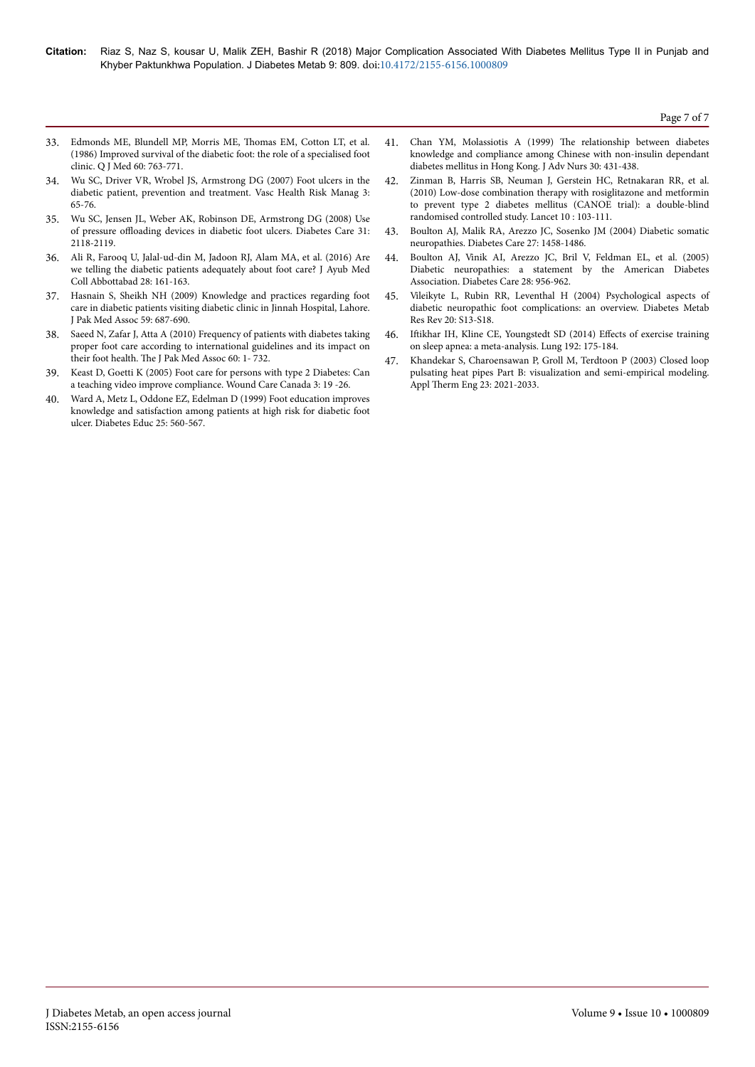33. Edmonds ME, Blundell MP, Morris ME, Thomas EM, Cotton LT, et al. (1986) Improved survival of the diabetic foot: the role of a specialised foot clinic. Q J Med 60: 763-771.
34. Wu SC, Driver VR, Wrobel JS, Armstrong DG (2007) Foot ulcers in the diabetic patient, prevention and treatment. Vasc Health Risk Manag 3: 65-76.
35. Wu SC, Jensen JL, Weber AK, Robinson DE, Armstrong DG (2008) Use of pressure offloading devices in diabetic foot ulcers. Diabetes Care 31: 2118-2119.
36. Ali R, Farooq U, Jalal-ud-din M, Jadoon RJ, Alam MA, et al. (2016) Are we telling the diabetic patients adequately about foot care? J Ayub Med Coll Abbottabad 28: 161-163.
37. Hasnain S, Sheikh NH (2009) Knowledge and practices regarding foot care in diabetic patients visiting diabetic clinic in Jinnah Hospital, Lahore. J Pak Med Assoc 59: 687-690.
38. Saeed N, Zafar J, Atta A (2010) Frequency of patients with diabetes taking proper foot care according to international guidelines and its impact on their foot health. The J Pak Med Assoc 60: 1- 732.
39. Keast D, Goetti K (2005) Foot care for persons with type 2 Diabetes: Can a teaching video improve compliance. Wound Care Canada 3: 19 -26.
40. Ward A, Metz L, Oddone EZ, Edelman D (1999) Foot education improves knowledge and satisfaction among patients at high risk for diabetic foot ulcer. Diabetes Educ 25: 560-567.
41. Chan YM, Molassiotis A (1999) The relationship between diabetes knowledge and compliance among Chinese with non-insulin dependant diabetes mellitus in Hong Kong. J Adv Nurs 30: 431-438.
42. Zinman B, Harris SB, Neuman J, Gerstein HC, Retnakaran RR, et al. (2010) Low-dose combination therapy with rosiglitazone and metformin to prevent type 2 diabetes mellitus (CANOE trial): a double-blind randomised controlled study. Lancet 10 : 103-111.
43. Boulton AJ, Malik RA, Arezzo JC, Sosenko JM (2004) Diabetic somatic neuropathies. Diabetes Care 27: 1458-1486.
44. Boulton AJ, Vinik AI, Arezzo JC, Bril V, Feldman EL, et al. (2005) Diabetic neuropathies: a statement by the American Diabetes Association. Diabetes Care 28: 956-962.
45. Vileikyte L, Rubin RR, Leventhal H (2004) Psychological aspects of diabetic neuropathic foot complications: an overview. Diabetes Metab Res Rev 20: S13-S18.
46. Iftikhar IH, Kline CE, Youngstedt SD (2014) Effects of exercise training on sleep apnea: a meta-analysis. Lung 192: 175-184.
47. Khandekar S, Charoensawan P, Groll M, Terdtoon P (2003) Closed loop pulsating heat pipes Part B: visualization and semi-empirical modeling. Appl Therm Eng 23: 2021-2033.